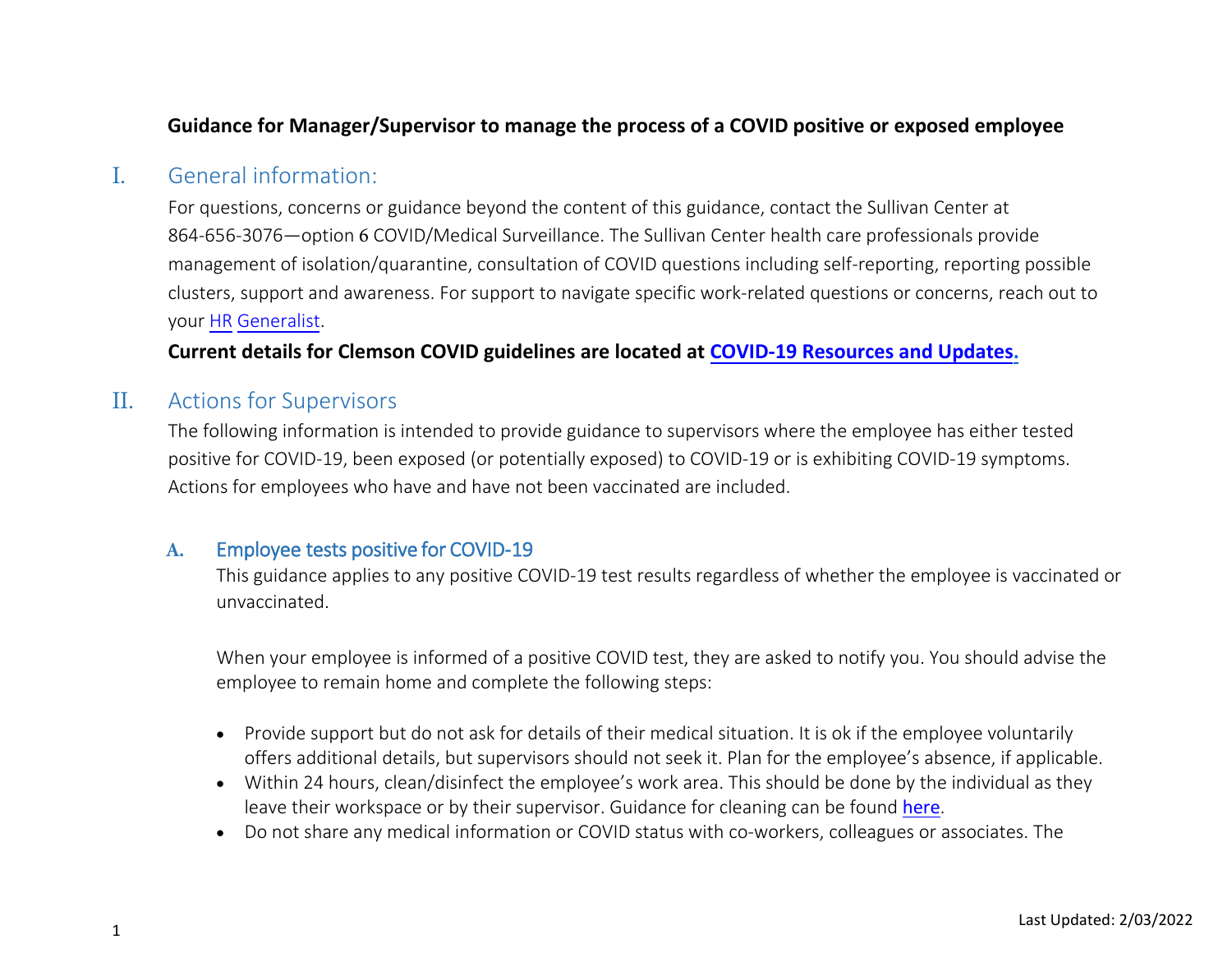**Guidance for Manager/Supervisor to manage the process of a COVID positive or exposed employee**

## I. General information:

For questions, concerns or guidance beyond the content of this guidance, contact the Sullivan Center at 864-656-3076—option 6 COVID/Medical Surveillance. The Sullivan Center health care professionals provide management of isolation/quarantine, consultation of COVID questions including self-reporting, reporting possible clusters, support and awareness. For support to navigate specific work-related questions or concerns, reach out to your HR Generalist.

**Current details for Clemson COVID guidelines are located at COVID-19 Resources and Updates.**

## II. Actions for Supervisors

The following information is intended to provide guidance to supervisors where the employee has either tested positive for COVID-19, been exposed (or potentially exposed) to COVID-19 or is exhibiting COVID-19 symptoms. Actions for employees who have and have not been vaccinated are included.

### A. Employee tests positive for COVID-19

This guidance applies to any positive COVID-19 test results regardless of whether the employee is vaccinated or unvaccinated.

When your employee is informed of a positive COVID test, they are asked to notify you. You should advise the employee to remain home and complete the following steps:

- Provide support but do not ask for details of their medical situation. It is ok if the employee voluntarily offers additional details, but supervisors should not seek it. Plan for the employee's absence, if applicable.
- Within 24 hours, clean/disinfect the employee's work area. This should be done by the individual as they leave their workspace or by their supervisor. Guidance for cleaning can be found here.
- Do not share any medical information or COVID status with co-workers, colleagues or associates. The

Last Updated: 2/03/2022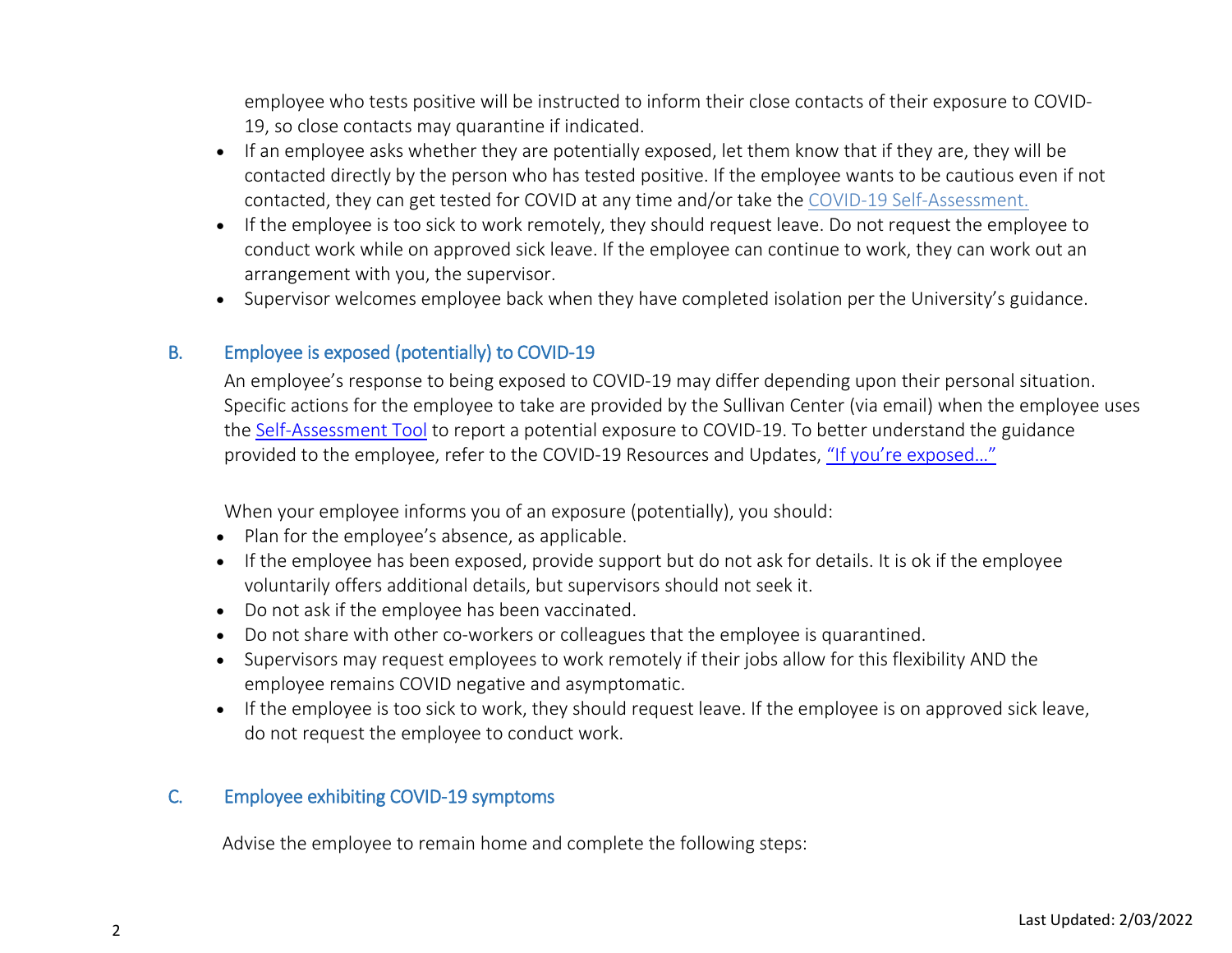employee who tests positive will be instructed to inform their close contacts of their exposure to COVID-19, so close contacts may quarantine if indicated.

- If an employee asks whether they are potentially exposed, let them know that if they are, they will be contacted directly by the person who has tested positive. If the employee wants to be cautious even if not contacted, they can get tested for COVID at any time and/or take the COVID-19 Self-Assessment.
- If the employee is too sick to work remotely, they should request leave. Do not request the employee to conduct work while on approved sick leave. If the employee can continue to work, they can work out an arrangement with you, the supervisor.
- Supervisor welcomes employee back when they have completed isolation per the University's guidance.

## B. Employee is exposed (potentially) to COVID-19

An employee's response to being exposed to COVID-19 may differ depending upon their personal situation. Specific actions for the employee to take are provided by the Sullivan Center (via email) when the employee uses the Self-Assessment Tool to report a potential exposure to COVID-19. To better understand the guidance provided to the employee, refer to the COVID-19 Resources and Updates, "If you're exposed…"

When your employee informs you of an exposure (potentially), you should:

- Plan for the employee's absence, as applicable.
- If the employee has been exposed, provide support but do not ask for details. It is ok if the employee voluntarily offers additional details, but supervisors should not seek it.
- Do not ask if the employee has been vaccinated.
- Do not share with other co-workers or colleagues that the employee is quarantined.
- Supervisors may request employees to work remotely if their jobs allow for this flexibility AND the employee remains COVID negative and asymptomatic.
- If the employee is too sick to work, they should request leave. If the employee is on approved sick leave, do not request the employee to conduct work.

## C. Employee exhibiting COVID-19 symptoms

Advise the employee to remain home and complete the following steps: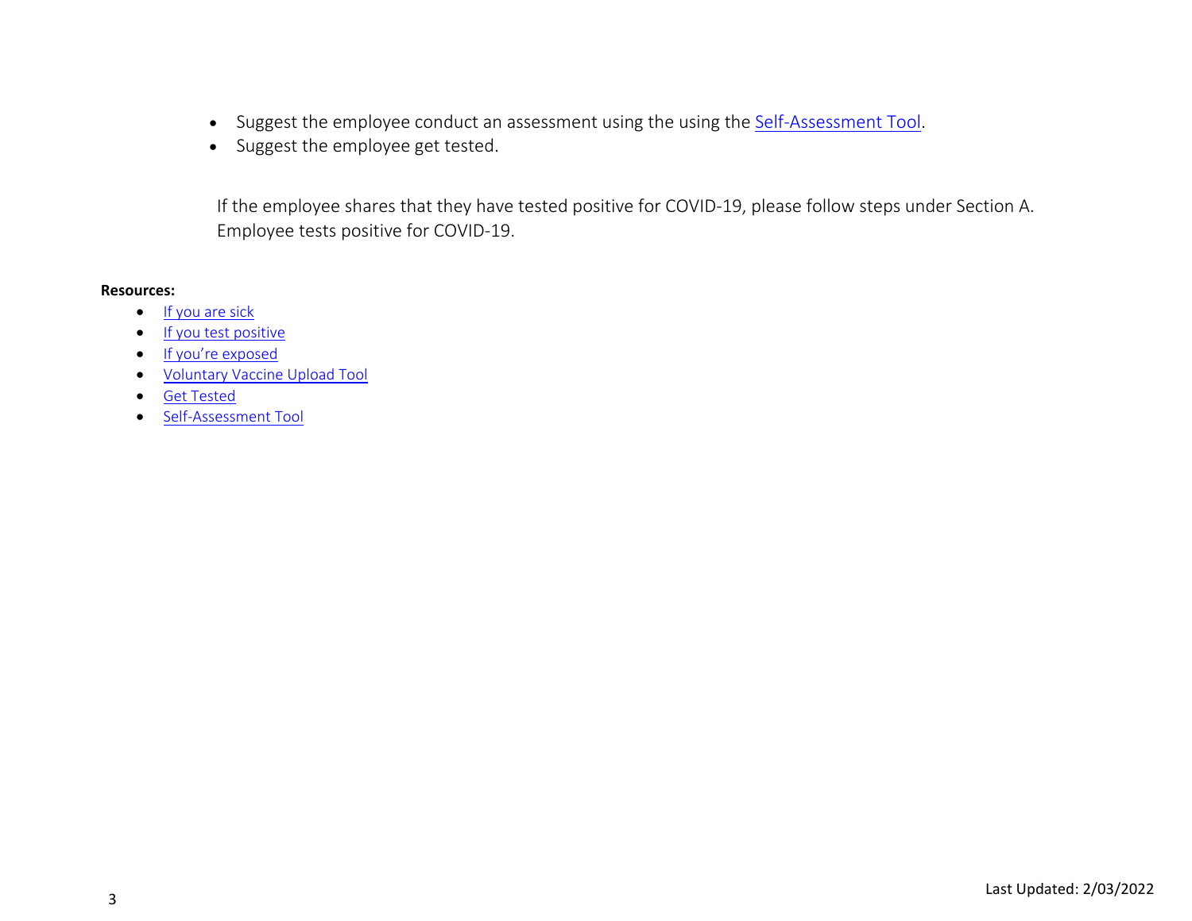- Suggest the employee conduct an assessment using the using the Self-Assessment Tool.
- Suggest the employee get tested.

If the employee shares that they have tested positive for COVID-19, please follow steps under Section A. Employee tests positive for COVID-19.

**Resources:**

- If you are sick
- If you test positive
- If you're exposed
- Voluntary Vaccine Upload Tool
- Get Tested
- Self-Assessment Tool

Last Updated: 2/03/2022